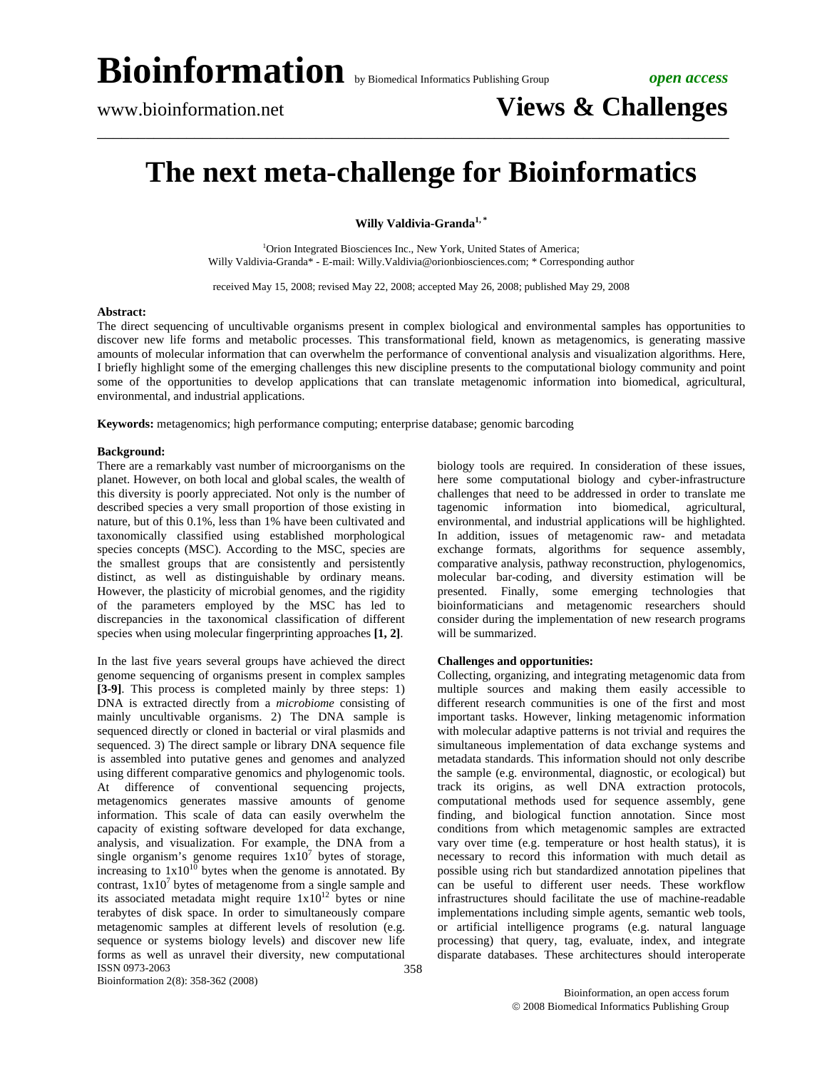# The next meta-challenge for Bioinformatics

**Willy Valdivia-Granda[1,*]**

[1]Orion Integrated Biosciences Inc., New York, United States of America;
Willy Valdivia-Granda* - E-mail: Willy.Valdivia@orionbiosciences.com; * Corresponding author

received May 15, 2008; revised May 22, 2008; accepted May 26, 2008; published May 29, 2008

**Abstract:**

The direct sequencing of uncultivable organisms present in complex biological and environmental samples has opportunities to discover new life forms and metabolic processes. This transformational field, known as metagenomics, is generating massive amounts of molecular information that can overwhelm the performance of conventional analysis and visualization algorithms. Here, I briefly highlight some of the emerging challenges this new discipline presents to the computational biology community and point some of the opportunities to develop applications that can translate metagenomic information into biomedical, agricultural, environmental, and industrial applications.

**Keywords:** metagenomics; high performance computing; enterprise database; genomic barcoding

**Background:**

There are a remarkably vast number of microorganisms on the planet. However, on both local and global scales, the wealth of this diversity is poorly appreciated. Not only is the number of described species a very small proportion of those existing in nature, but of this 0.1%, less than 1% have been cultivated and taxonomically classified using established morphological species concepts (MSC). According to the MSC, species are the smallest groups that are consistently and persistently distinct, as well as distinguishable by ordinary means. However, the plasticity of microbial genomes, and the rigidity of the parameters employed by the MSC has led to discrepancies in the taxonomical classification of different species when using molecular fingerprinting approaches **[1, 2]**.

In the last five years several groups have achieved the direct genome sequencing of organisms present in complex samples **[3-9]**. This process is completed mainly by three steps: 1) DNA is extracted directly from a *microbiome* consisting of mainly uncultivable organisms. 2) The DNA sample is sequenced directly or cloned in bacterial or viral plasmids and sequenced. 3) The direct sample or library DNA sequence file is assembled into putative genes and genomes and analyzed using different comparative genomics and phylogenomic tools. At difference of conventional sequencing projects, metagenomics generates massive amounts of genome information. This scale of data can easily overwhelm the capacity of existing software developed for data exchange, analysis, and visualization. For example, the DNA from a single organism's genome requires $1x10^7$ bytes of storage, increasing to $1x10^{10}$ bytes when the genome is annotated. By contrast, $1x10^7$ bytes of metagenome from a single sample and its associated metadata might require $1x10^{12}$ bytes or nine terabytes of disk space. In order to simultaneously compare metagenomic samples at different levels of resolution (e.g. sequence or systems biology levels) and discover new life forms as well as unravel their diversity, new computational biology tools are required. In consideration of these issues, here some computational biology and cyber-infrastructure challenges that need to be addressed in order to translate me tagenomic information into biomedical, agricultural, environmental, and industrial applications will be highlighted. In addition, issues of metagenomic raw- and metadata exchange formats, algorithms for sequence assembly, comparative analysis, pathway reconstruction, phylogenomics, molecular bar-coding, and diversity estimation will be presented. Finally, some emerging technologies that bioinformaticians and metagenomic researchers should consider during the implementation of new research programs will be summarized.

**Challenges and opportunities:**

Collecting, organizing, and integrating metagenomic data from multiple sources and making them easily accessible to different research communities is one of the first and most important tasks. However, linking metagenomic information with molecular adaptive patterns is not trivial and requires the simultaneous implementation of data exchange systems and metadata standards. This information should not only describe the sample (e.g. environmental, diagnostic, or ecological) but track its origins, as well DNA extraction protocols, computational methods used for sequence assembly, gene finding, and biological function annotation. Since most conditions from which metagenomic samples are extracted vary over time (e.g. temperature or host health status), it is necessary to record this information with much detail as possible using rich but standardized annotation pipelines that can be useful to different user needs. These workflow infrastructures should facilitate the use of machine-readable implementations including simple agents, semantic web tools, or artificial intelligence programs (e.g. natural language processing) that query, tag, evaluate, index, and integrate disparate databases. These architectures should interoperate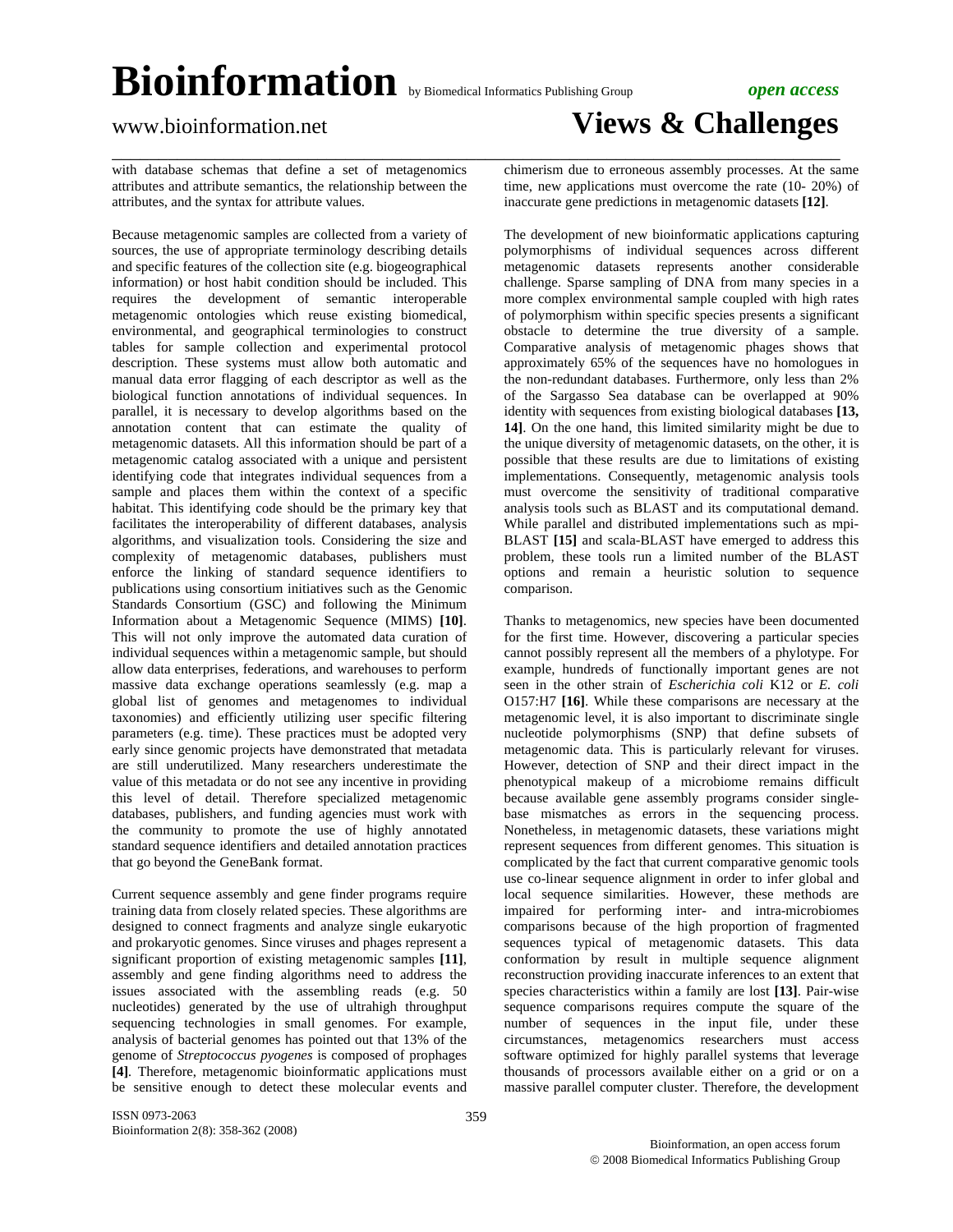with database schemas that define a set of metagenomics attributes and attribute semantics, the relationship between the attributes, and the syntax for attribute values.

Because metagenomic samples are collected from a variety of sources, the use of appropriate terminology describing details and specific features of the collection site (e.g. biogeographical information) or host habit condition should be included. This requires the development of semantic interoperable metagenomic ontologies which reuse existing biomedical, environmental, and geographical terminologies to construct tables for sample collection and experimental protocol description. These systems must allow both automatic and manual data error flagging of each descriptor as well as the biological function annotations of individual sequences. In parallel, it is necessary to develop algorithms based on the annotation content that can estimate the quality of metagenomic datasets. All this information should be part of a metagenomic catalog associated with a unique and persistent identifying code that integrates individual sequences from a sample and places them within the context of a specific habitat. This identifying code should be the primary key that facilitates the interoperability of different databases, analysis algorithms, and visualization tools. Considering the size and complexity of metagenomic databases, publishers must enforce the linking of standard sequence identifiers to publications using consortium initiatives such as the Genomic Standards Consortium (GSC) and following the Minimum Information about a Metagenomic Sequence (MIMS) **[10]**. This will not only improve the automated data curation of individual sequences within a metagenomic sample, but should allow data enterprises, federations, and warehouses to perform massive data exchange operations seamlessly (e.g. map a global list of genomes and metagenomes to individual taxonomies) and efficiently utilizing user specific filtering parameters (e.g. time). These practices must be adopted very early since genomic projects have demonstrated that metadata are still underutilized. Many researchers underestimate the value of this metadata or do not see any incentive in providing this level of detail. Therefore specialized metagenomic databases, publishers, and funding agencies must work with the community to promote the use of highly annotated standard sequence identifiers and detailed annotation practices that go beyond the GeneBank format.

Current sequence assembly and gene finder programs require training data from closely related species. These algorithms are designed to connect fragments and analyze single eukaryotic and prokaryotic genomes. Since viruses and phages represent a significant proportion of existing metagenomic samples **[11]**, assembly and gene finding algorithms need to address the issues associated with the assembling reads (e.g. 50 nucleotides) generated by the use of ultrahigh throughput sequencing technologies in small genomes. For example, analysis of bacterial genomes has pointed out that 13% of the genome of *Streptococcus pyogenes* is composed of prophages **[4]**. Therefore, metagenomic bioinformatic applications must be sensitive enough to detect these molecular events and chimerism due to erroneous assembly processes. At the same time, new applications must overcome the rate (10- 20%) of inaccurate gene predictions in metagenomic datasets **[12]**.

The development of new bioinformatic applications capturing polymorphisms of individual sequences across different metagenomic datasets represents another considerable challenge. Sparse sampling of DNA from many species in a more complex environmental sample coupled with high rates of polymorphism within specific species presents a significant obstacle to determine the true diversity of a sample. Comparative analysis of metagenomic phages shows that approximately 65% of the sequences have no homologues in the non-redundant databases. Furthermore, only less than 2% of the Sargasso Sea database can be overlapped at 90% identity with sequences from existing biological databases **[13, 14]**. On the one hand, this limited similarity might be due to the unique diversity of metagenomic datasets, on the other, it is possible that these results are due to limitations of existing implementations. Consequently, metagenomic analysis tools must overcome the sensitivity of traditional comparative analysis tools such as BLAST and its computational demand. While parallel and distributed implementations such as mpi-BLAST **[15]** and scala-BLAST have emerged to address this problem, these tools run a limited number of the BLAST options and remain a heuristic solution to sequence comparison.

Thanks to metagenomics, new species have been documented for the first time. However, discovering a particular species cannot possibly represent all the members of a phylotype. For example, hundreds of functionally important genes are not seen in the other strain of *Escherichia coli* K12 or *E. coli* O157:H7 **[16]**. While these comparisons are necessary at the metagenomic level, it is also important to discriminate single nucleotide polymorphisms (SNP) that define subsets of metagenomic data. This is particularly relevant for viruses. However, detection of SNP and their direct impact in the phenotypical makeup of a microbiome remains difficult because available gene assembly programs consider single-base mismatches as errors in the sequencing process. Nonetheless, in metagenomic datasets, these variations might represent sequences from different genomes. This situation is complicated by the fact that current comparative genomic tools use co-linear sequence alignment in order to infer global and local sequence similarities. However, these methods are impaired for performing inter- and intra-microbiomes comparisons because of the high proportion of fragmented sequences typical of metagenomic datasets. This data conformation by result in multiple sequence alignment reconstruction providing inaccurate inferences to an extent that species characteristics within a family are lost **[13]**. Pair-wise sequence comparisons requires compute the square of the number of sequences in the input file, under these circumstances, metagenomics researchers must access software optimized for highly parallel systems that leverage thousands of processors available either on a grid or on a massive parallel computer cluster. Therefore, the development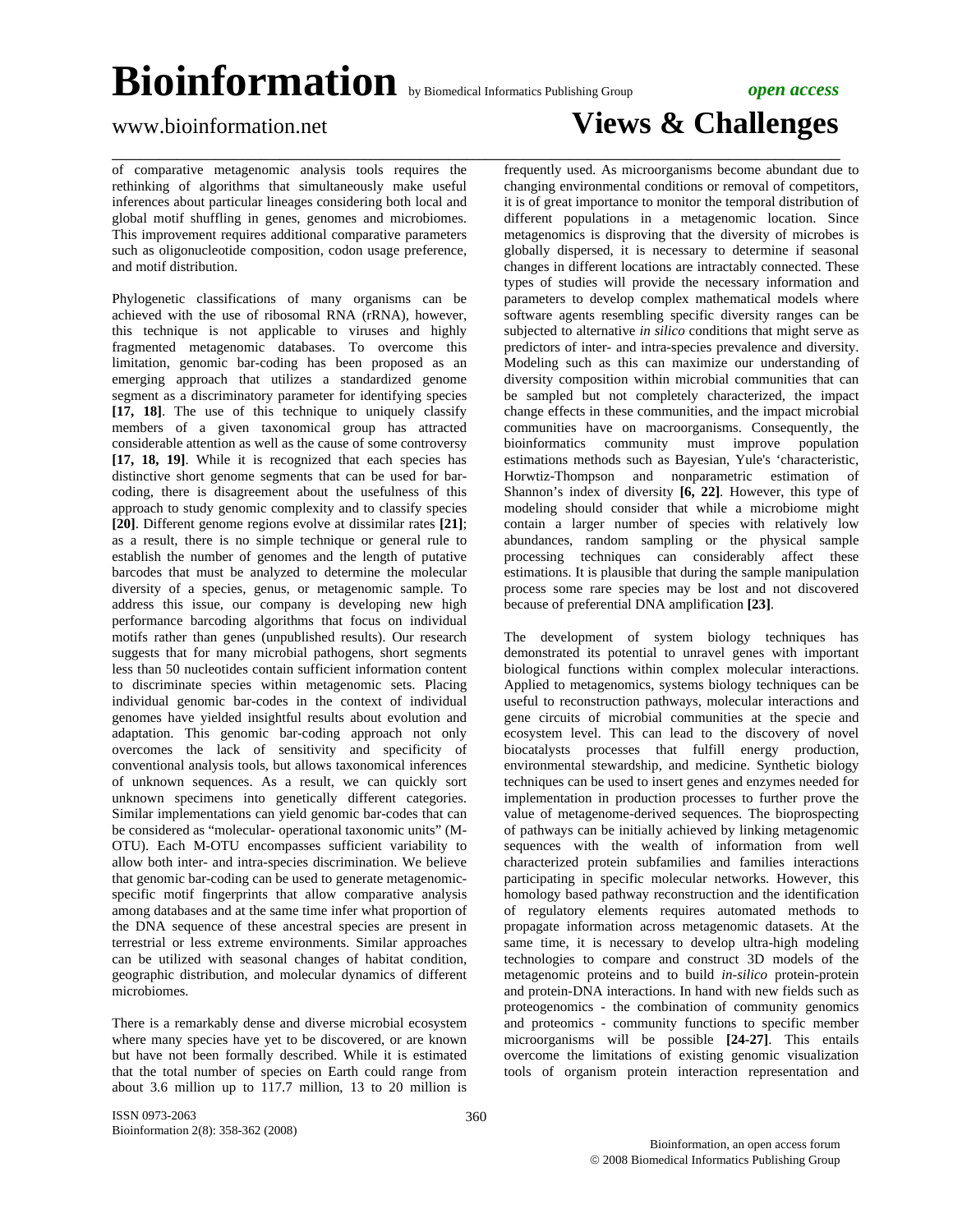of comparative metagenomic analysis tools requires the rethinking of algorithms that simultaneously make useful inferences about particular lineages considering both local and global motif shuffling in genes, genomes and microbiomes. This improvement requires additional comparative parameters such as oligonucleotide composition, codon usage preference, and motif distribution.

Phylogenetic classifications of many organisms can be achieved with the use of ribosomal RNA (rRNA), however, this technique is not applicable to viruses and highly fragmented metagenomic databases. To overcome this limitation, genomic bar-coding has been proposed as an emerging approach that utilizes a standardized genome segment as a discriminatory parameter for identifying species **[17, 18]**. The use of this technique to uniquely classify members of a given taxonomical group has attracted considerable attention as well as the cause of some controversy **[17, 18, 19]**. While it is recognized that each species has distinctive short genome segments that can be used for bar-coding, there is disagreement about the usefulness of this approach to study genomic complexity and to classify species **[20]**. Different genome regions evolve at dissimilar rates **[21]**; as a result, there is no simple technique or general rule to establish the number of genomes and the length of putative barcodes that must be analyzed to determine the molecular diversity of a species, genus, or metagenomic sample. To address this issue, our company is developing new high performance barcoding algorithms that focus on individual motifs rather than genes (unpublished results). Our research suggests that for many microbial pathogens, short segments less than 50 nucleotides contain sufficient information content to discriminate species within metagenomic sets. Placing individual genomic bar-codes in the context of individual genomes have yielded insightful results about evolution and adaptation. This genomic bar-coding approach not only overcomes the lack of sensitivity and specificity of conventional analysis tools, but allows taxonomical inferences of unknown sequences. As a result, we can quickly sort unknown specimens into genetically different categories. Similar implementations can yield genomic bar-codes that can be considered as "molecular- operational taxonomic units" (M-OTU). Each M-OTU encompasses sufficient variability to allow both inter- and intra-species discrimination. We believe that genomic bar-coding can be used to generate metagenomic-specific motif fingerprints that allow comparative analysis among databases and at the same time infer what proportion of the DNA sequence of these ancestral species are present in terrestrial or less extreme environments. Similar approaches can be utilized with seasonal changes of habitat condition, geographic distribution, and molecular dynamics of different microbiomes.

There is a remarkably dense and diverse microbial ecosystem where many species have yet to be discovered, or are known but have not been formally described. While it is estimated that the total number of species on Earth could range from about 3.6 million up to 117.7 million, 13 to 20 million is frequently used. As microorganisms become abundant due to changing environmental conditions or removal of competitors, it is of great importance to monitor the temporal distribution of different populations in a metagenomic location. Since metagenomics is disproving that the diversity of microbes is globally dispersed, it is necessary to determine if seasonal changes in different locations are intractably connected. These types of studies will provide the necessary information and parameters to develop complex mathematical models where software agents resembling specific diversity ranges can be subjected to alternative *in silico* conditions that might serve as predictors of inter- and intra-species prevalence and diversity. Modeling such as this can maximize our understanding of diversity composition within microbial communities that can be sampled but not completely characterized, the impact change effects in these communities, and the impact microbial communities have on macroorganisms. Consequently, the bioinformatics community must improve population estimations methods such as Bayesian, Yule's 'characteristic, Horwtiz-Thompson and nonparametric estimation of Shannon's index of diversity **[6, 22]**. However, this type of modeling should consider that while a microbiome might contain a larger number of species with relatively low abundances, random sampling or the physical sample processing techniques can considerably affect these estimations. It is plausible that during the sample manipulation process some rare species may be lost and not discovered because of preferential DNA amplification **[23]**.

The development of system biology techniques has demonstrated its potential to unravel genes with important biological functions within complex molecular interactions. Applied to metagenomics, systems biology techniques can be useful to reconstruction pathways, molecular interactions and gene circuits of microbial communities at the specie and ecosystem level. This can lead to the discovery of novel biocatalysts processes that fulfill energy production, environmental stewardship, and medicine. Synthetic biology techniques can be used to insert genes and enzymes needed for implementation in production processes to further prove the value of metagenome-derived sequences. The bioprospecting of pathways can be initially achieved by linking metagenomic sequences with the wealth of information from well characterized protein subfamilies and families interactions participating in specific molecular networks. However, this homology based pathway reconstruction and the identification of regulatory elements requires automated methods to propagate information across metagenomic datasets. At the same time, it is necessary to develop ultra-high modeling technologies to compare and construct 3D models of the metagenomic proteins and to build *in-silico* protein-protein and protein-DNA interactions. In hand with new fields such as proteogenomics - the combination of community genomics and proteomics - community functions to specific member microorganisms will be possible **[24-27]**. This entails overcome the limitations of existing genomic visualization tools of organism protein interaction representation and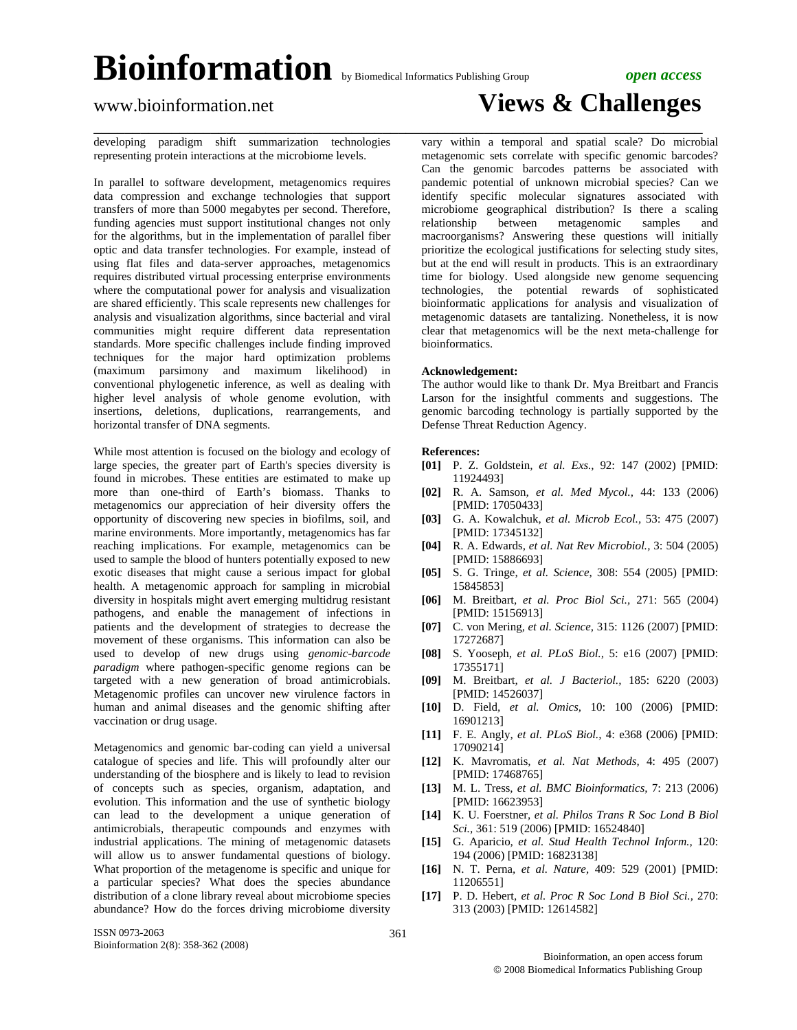developing paradigm shift summarization technologies representing protein interactions at the microbiome levels.

In parallel to software development, metagenomics requires data compression and exchange technologies that support transfers of more than 5000 megabytes per second. Therefore, funding agencies must support institutional changes not only for the algorithms, but in the implementation of parallel fiber optic and data transfer technologies. For example, instead of using flat files and data-server approaches, metagenomics requires distributed virtual processing enterprise environments where the computational power for analysis and visualization are shared efficiently. This scale represents new challenges for analysis and visualization algorithms, since bacterial and viral communities might require different data representation standards. More specific challenges include finding improved techniques for the major hard optimization problems (maximum parsimony and maximum likelihood) in conventional phylogenetic inference, as well as dealing with higher level analysis of whole genome evolution, with insertions, deletions, duplications, rearrangements, and horizontal transfer of DNA segments.

While most attention is focused on the biology and ecology of large species, the greater part of Earth's species diversity is found in microbes. These entities are estimated to make up more than one-third of Earth's biomass. Thanks to metagenomics our appreciation of heir diversity offers the opportunity of discovering new species in biofilms, soil, and marine environments. More importantly, metagenomics has far reaching implications. For example, metagenomics can be used to sample the blood of hunters potentially exposed to new exotic diseases that might cause a serious impact for global health. A metagenomic approach for sampling in microbial diversity in hospitals might avert emerging multidrug resistant pathogens, and enable the management of infections in patients and the development of strategies to decrease the movement of these organisms. This information can also be used to develop of new drugs using *genomic-barcode paradigm* where pathogen-specific genome regions can be targeted with a new generation of broad antimicrobials. Metagenomic profiles can uncover new virulence factors in human and animal diseases and the genomic shifting after vaccination or drug usage.

Metagenomics and genomic bar-coding can yield a universal catalogue of species and life. This will profoundly alter our understanding of the biosphere and is likely to lead to revision of concepts such as species, organism, adaptation, and evolution. This information and the use of synthetic biology can lead to the development a unique generation of antimicrobials, therapeutic compounds and enzymes with industrial applications. The mining of metagenomic datasets will allow us to answer fundamental questions of biology. What proportion of the metagenome is specific and unique for a particular species? What does the species abundance distribution of a clone library reveal about microbiome species abundance? How do the forces driving microbiome diversity vary within a temporal and spatial scale? Do microbial metagenomic sets correlate with specific genomic barcodes? Can the genomic barcodes patterns be associated with pandemic potential of unknown microbial species? Can we identify specific molecular signatures associated with microbiome geographical distribution? Is there a scaling relationship between metagenomic samples and macroorganisms? Answering these questions will initially prioritize the ecological justifications for selecting study sites, but at the end will result in products. This is an extraordinary time for biology. Used alongside new genome sequencing technologies, the potential rewards of sophisticated bioinformatic applications for analysis and visualization of metagenomic datasets are tantalizing. Nonetheless, it is now clear that metagenomics will be the next meta-challenge for bioinformatics.

**Acknowledgement:**

The author would like to thank Dr. Mya Breitbart and Francis Larson for the insightful comments and suggestions. The genomic barcoding technology is partially supported by the Defense Threat Reduction Agency.

**References:**

**[01]** P. Z. Goldstein, *et al. Exs.*, 92: 147 (2002) [PMID: 11924493]
**[02]** R. A. Samson, *et al. Med Mycol.*, 44: 133 (2006) [PMID: 17050433]
**[03]** G. A. Kowalchuk, *et al. Microb Ecol.*, 53: 475 (2007) [PMID: 17345132]
**[04]** R. A. Edwards, *et al. Nat Rev Microbiol.*, 3: 504 (2005) [PMID: 15886693]
**[05]** S. G. Tringe, *et al. Science*, 308: 554 (2005) [PMID: 15845853]
**[06]** M. Breitbart, *et al. Proc Biol Sci.*, 271: 565 (2004) [PMID: 15156913]
**[07]** C. von Mering, *et al. Science*, 315: 1126 (2007) [PMID: 17272687]
**[08]** S. Yooseph, *et al. PLoS Biol.*, 5: e16 (2007) [PMID: 17355171]
**[09]** M. Breitbart, *et al. J Bacteriol.*, 185: 6220 (2003) [PMID: 14526037]
**[10]** D. Field, *et al. Omics*, 10: 100 (2006) [PMID: 16901213]
**[11]** F. E. Angly, *et al. PLoS Biol.*, 4: e368 (2006) [PMID: 17090214]
**[12]** K. Mavromatis, *et al. Nat Methods*, 4: 495 (2007) [PMID: 17468765]
**[13]** M. L. Tress, *et al. BMC Bioinformatics*, 7: 213 (2006) [PMID: 16623953]
**[14]** K. U. Foerstner, *et al. Philos Trans R Soc Lond B Biol Sci.*, 361: 519 (2006) [PMID: 16524840]
**[15]** G. Aparicio, *et al. Stud Health Technol Inform.*, 120: 194 (2006) [PMID: 16823138]
**[16]** N. T. Perna, *et al. Nature*, 409: 529 (2001) [PMID: 11206551]
**[17]** P. D. Hebert, *et al. Proc R Soc Lond B Biol Sci.*, 270: 313 (2003) [PMID: 12614582]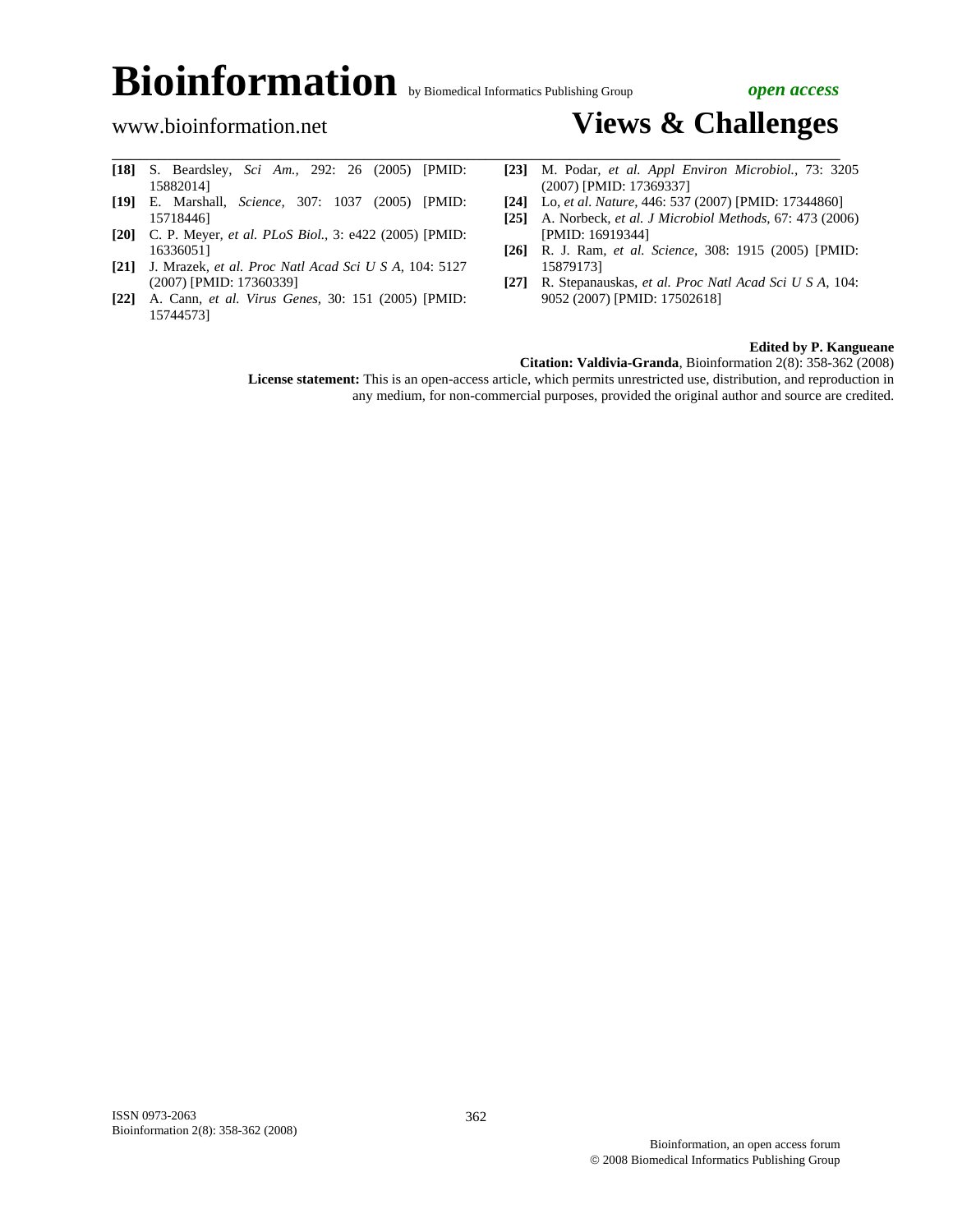**[18]** S. Beardsley, *Sci Am.,* 292: 26 (2005) [PMID: 15882014]

**[19]** E. Marshall, *Science,* 307: 1037 (2005) [PMID: 15718446]

**[20]** C. P. Meyer, *et al. PLoS Biol.,* 3: e422 (2005) [PMID: 16336051]

**[21]** J. Mrazek, *et al. Proc Natl Acad Sci U S A,* 104: 5127 (2007) [PMID: 17360339]

**[22]** A. Cann, *et al. Virus Genes,* 30: 151 (2005) [PMID: 15744573]

**[23]** M. Podar, *et al. Appl Environ Microbiol.,* 73: 3205 (2007) [PMID: 17369337]

**[24]** Lo, *et al. Nature,* 446: 537 (2007) [PMID: 17344860]

**[25]** A. Norbeck, *et al. J Microbiol Methods,* 67: 473 (2006) [PMID: 16919344]

**[26]** R. J. Ram, *et al. Science,* 308: 1915 (2005) [PMID: 15879173]

**[27]** R. Stepanauskas, *et al. Proc Natl Acad Sci U S A,* 104: 9052 (2007) [PMID: 17502618]

**Edited by P. Kangueane**

**Citation: Valdivia-Granda**, Bioinformation 2(8): 358-362 (2008)

**License statement:** This is an open-access article, which permits unrestricted use, distribution, and reproduction in any medium, for non-commercial purposes, provided the original author and source are credited.